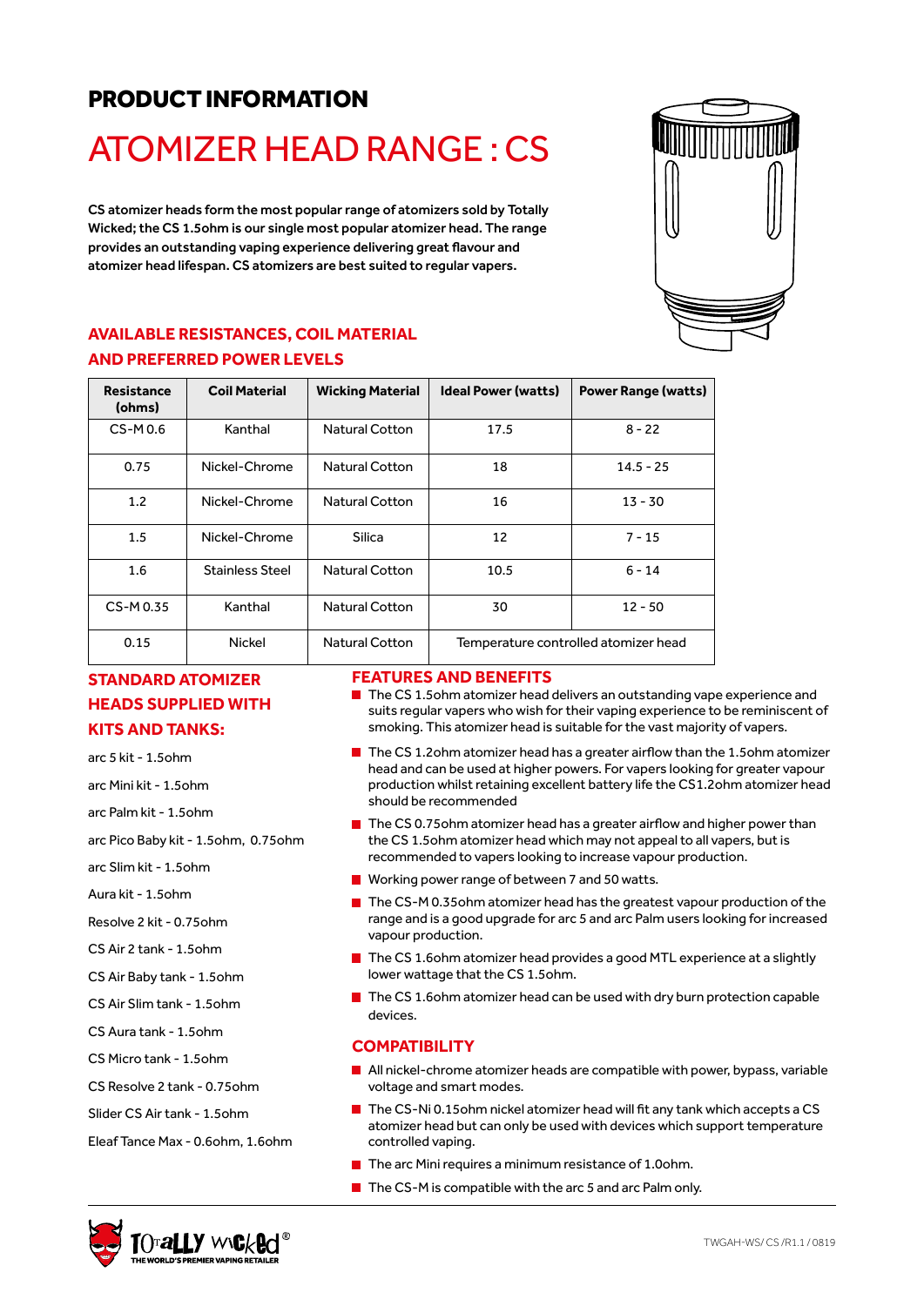# PRODUCT INFORMATION

# ATOMIZER HEAD RANGE : CS

**CS atomizer heads form the most popular range of atomizers sold by Totally Wicked; the CS 1.5ohm is our single most popular atomizer head. The range provides an outstanding vaping experience delivering great flavour and atomizer head lifespan. CS atomizers are best suited to regular vapers.**

## AVAILABLE RESISTANCES, COIL MATERIAL AND PREFERRED POWER LEVELS

| Resistance (ohms) | Coil Material | Wicking Material | Ideal Power (watts) | Power Range (watts) |
|---|---|---|---|---|
| CS-M 0.6 | Kanthal | Natural Cotton | 17.5 | 8 - 22 |
| 0.75 | Nickel-Chrome | Natural Cotton | 18 | 14.5 - 25 |
| 1.2 | Nickel-Chrome | Natural Cotton | 16 | 13 - 30 |
| 1.5 | Nickel-Chrome | Silica | 12 | 7 - 15 |
| 1.6 | Stainless Steel | Natural Cotton | 10.5 | 6 - 14 |
| CS-M 0.35 | Kanthal | Natural Cotton | 30 | 12 - 50 |
| 0.15 | Nickel | Natural Cotton | Temperature controlled atomizer head | |

## STANDARD ATOMIZER HEADS SUPPLIED WITH KITS AND TANKS:

arc 5 kit - 1.5ohm

arc Mini kit - 1.5ohm

arc Palm kit - 1.5ohm

arc Pico Baby kit - 1.5ohm, 0.75ohm

arc Slim kit - 1.5ohm

Aura kit - 1.5ohm

Resolve 2 kit - 0.75ohm

CS Air 2 tank - 1.5ohm

CS Air Baby tank - 1.5ohm

CS Air Slim tank - 1.5ohm

CS Aura tank - 1.5ohm

CS Micro tank - 1.5ohm

CS Resolve 2 tank - 0.75ohm

Slider CS Air tank - 1.5ohm

Eleaf Tance Max - 0.6ohm, 1.6ohm

## FEATURES AND BENEFITS

- The CS 1.5ohm atomizer head delivers an outstanding vape experience and suits regular vapers who wish for their vaping experience to be reminiscent of smoking. This atomizer head is suitable for the vast majority of vapers.
- The CS 1.2ohm atomizer head has a greater airflow than the 1.5ohm atomizer head and can be used at higher powers. For vapers looking for greater vapour production whilst retaining excellent battery life the CS1.2ohm atomizer head should be recommended
- The CS 0.75ohm atomizer head has a greater airflow and higher power than the CS 1.5ohm atomizer head which may not appeal to all vapers, but is recommended to vapers looking to increase vapour production.
- Working power range of between 7 and 50 watts.
- The CS-M 0.35ohm atomizer head has the greatest vapour production of the range and is a good upgrade for arc 5 and arc Palm users looking for increased vapour production.
- The CS 1.6ohm atomizer head provides a good MTL experience at a slightly lower wattage that the CS 1.5ohm.
- The CS 1.6ohm atomizer head can be used with dry burn protection capable devices.

## COMPATIBILITY

- All nickel-chrome atomizer heads are compatible with power, bypass, variable voltage and smart modes.
- The CS-Ni 0.15ohm nickel atomizer head will fit any tank which accepts a CS atomizer head but can only be used with devices which support temperature controlled vaping.
- The arc Mini requires a minimum resistance of 1.0ohm.
- The CS-M is compatible with the arc 5 and arc Palm only.

TWGAH-WS/ CS /R1.1 / 0819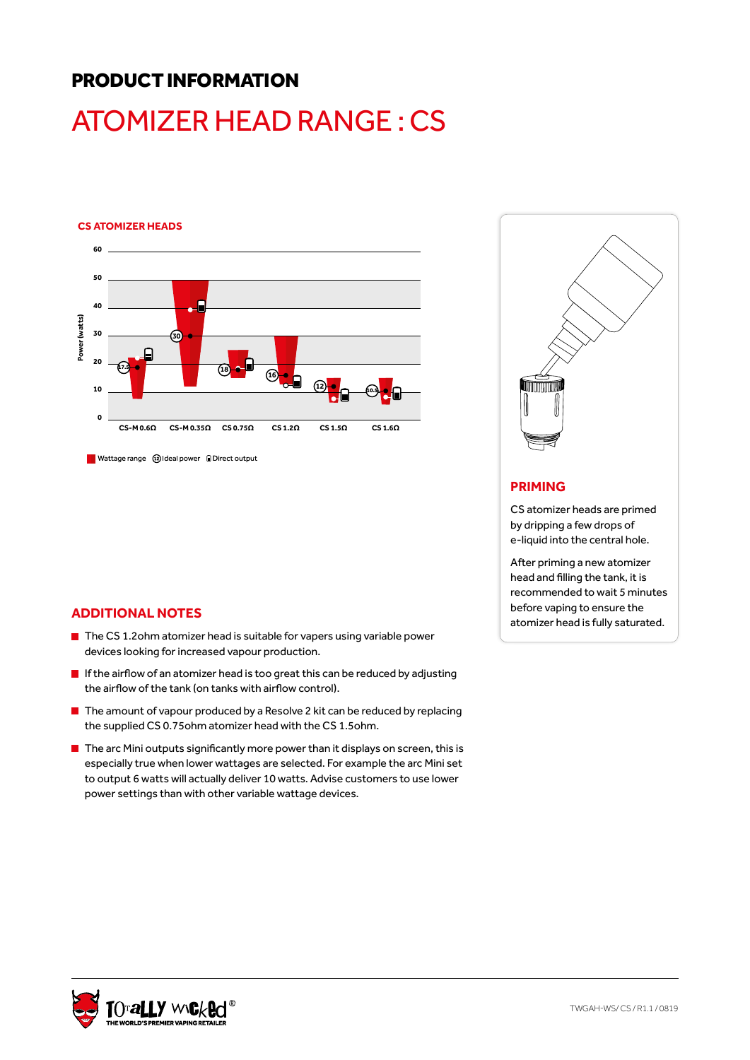# PRODUCT INFORMATION

# ATOMIZER HEAD RANGE : CS

## CS ATOMIZER HEADS

Power (watts)

60
50
40
30
20
10
0

17.5
30
18
16
12
10.5

CS-M 0.6Ω
CS-M 0.35Ω
CS 0.75Ω
CS 1.2Ω
CS 1.5Ω
CS 1.6Ω

Wattage range
Ideal power
Direct output

## PRIMING

CS atomizer heads are primed by dripping a few drops of e-liquid into the central hole.

After priming a new atomizer head and filling the tank, it is recommended to wait 5 minutes before vaping to ensure the atomizer head is fully saturated.

## ADDITIONAL NOTES

- The CS 1.2ohm atomizer head is suitable for vapers using variable power devices looking for increased vapour production.
- If the airflow of an atomizer head is too great this can be reduced by adjusting the airflow of the tank (on tanks with airflow control).
- The amount of vapour produced by a Resolve 2 kit can be reduced by replacing the supplied CS 0.75ohm atomizer head with the CS 1.5ohm.
- The arc Mini outputs significantly more power than it displays on screen, this is especially true when lower wattages are selected. For example the arc Mini set to output 6 watts will actually deliver 10 watts. Advise customers to use lower power settings than with other variable wattage devices.

TOTALLY WICKED®
THE WORLD'S PREMIER VAPING RETAILER

TWGAH-WS/ CS / R1.1 / 0819